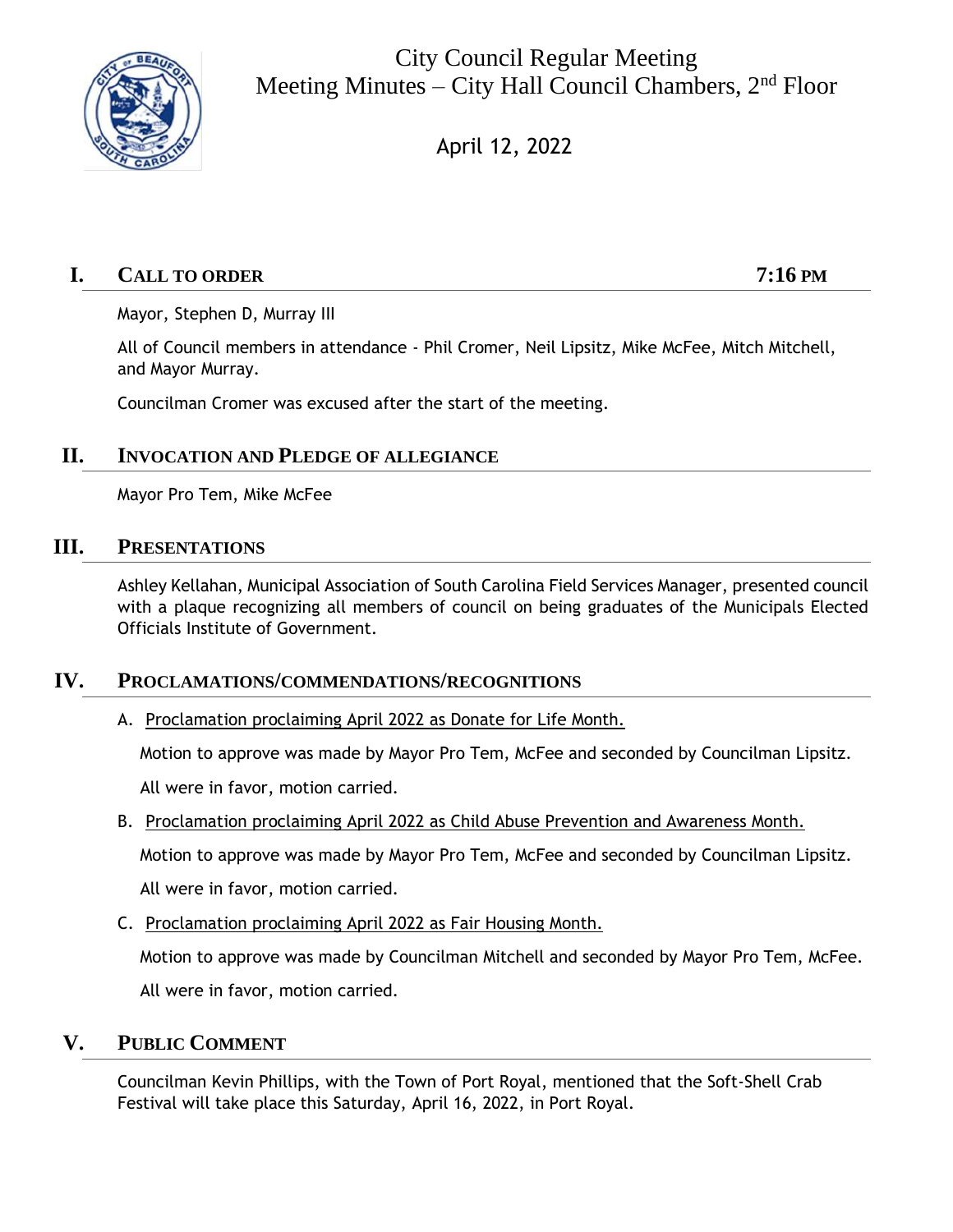# City Council Regular Meeting
## Meeting Minutes – City Hall Council Chambers, 2nd Floor

April 12, 2022

## I. CALL TO ORDER — 7:16 PM

Mayor, Stephen D, Murray III

All of Council members in attendance - Phil Cromer, Neil Lipsitz, Mike McFee, Mitch Mitchell, and Mayor Murray.

Councilman Cromer was excused after the start of the meeting.

## II. INVOCATION AND PLEDGE OF ALLEGIANCE

Mayor Pro Tem, Mike McFee

## III. PRESENTATIONS

Ashley Kellahan, Municipal Association of South Carolina Field Services Manager, presented council with a plaque recognizing all members of council on being graduates of the Municipals Elected Officials Institute of Government.

## IV. PROCLAMATIONS/COMMENDATIONS/RECOGNITIONS

A. Proclamation proclaiming April 2022 as Donate for Life Month.

Motion to approve was made by Mayor Pro Tem, McFee and seconded by Councilman Lipsitz.

All were in favor, motion carried.

B. Proclamation proclaiming April 2022 as Child Abuse Prevention and Awareness Month.

Motion to approve was made by Mayor Pro Tem, McFee and seconded by Councilman Lipsitz.

All were in favor, motion carried.

C. Proclamation proclaiming April 2022 as Fair Housing Month.

Motion to approve was made by Councilman Mitchell and seconded by Mayor Pro Tem, McFee.

All were in favor, motion carried.

## V. PUBLIC COMMENT

Councilman Kevin Phillips, with the Town of Port Royal, mentioned that the Soft-Shell Crab Festival will take place this Saturday, April 16, 2022, in Port Royal.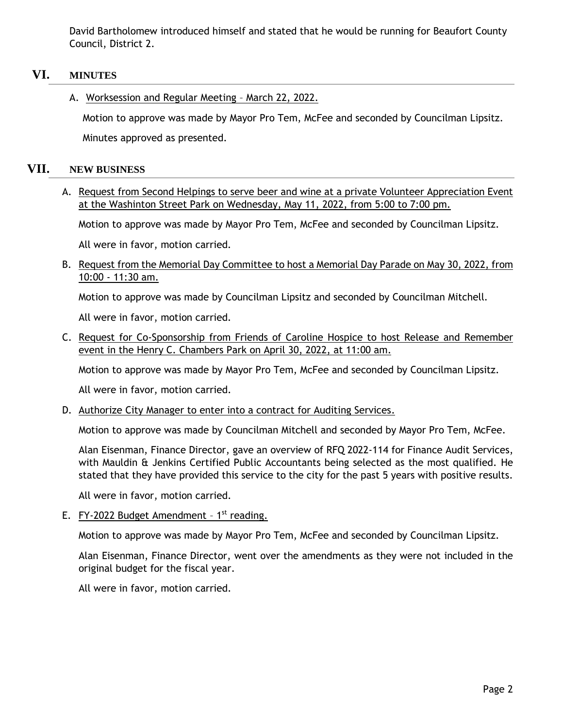David Bartholomew introduced himself and stated that he would be running for Beaufort County Council, District 2.

## VI. MINUTES

A. Worksession and Regular Meeting – March 22, 2022.

Motion to approve was made by Mayor Pro Tem, McFee and seconded by Councilman Lipsitz.

Minutes approved as presented.

## VII. NEW BUSINESS

A. Request from Second Helpings to serve beer and wine at a private Volunteer Appreciation Event at the Washinton Street Park on Wednesday, May 11, 2022, from 5:00 to 7:00 pm.

Motion to approve was made by Mayor Pro Tem, McFee and seconded by Councilman Lipsitz.

All were in favor, motion carried.

B. Request from the Memorial Day Committee to host a Memorial Day Parade on May 30, 2022, from 10:00 - 11:30 am.

Motion to approve was made by Councilman Lipsitz and seconded by Councilman Mitchell.

All were in favor, motion carried.

C. Request for Co-Sponsorship from Friends of Caroline Hospice to host Release and Remember event in the Henry C. Chambers Park on April 30, 2022, at 11:00 am.

Motion to approve was made by Mayor Pro Tem, McFee and seconded by Councilman Lipsitz.

All were in favor, motion carried.

D. Authorize City Manager to enter into a contract for Auditing Services.

Motion to approve was made by Councilman Mitchell and seconded by Mayor Pro Tem, McFee.

Alan Eisenman, Finance Director, gave an overview of RFQ 2022-114 for Finance Audit Services, with Mauldin & Jenkins Certified Public Accountants being selected as the most qualified. He stated that they have provided this service to the city for the past 5 years with positive results.

All were in favor, motion carried.

E. FY-2022 Budget Amendment – 1st reading.

Motion to approve was made by Mayor Pro Tem, McFee and seconded by Councilman Lipsitz.

Alan Eisenman, Finance Director, went over the amendments as they were not included in the original budget for the fiscal year.

All were in favor, motion carried.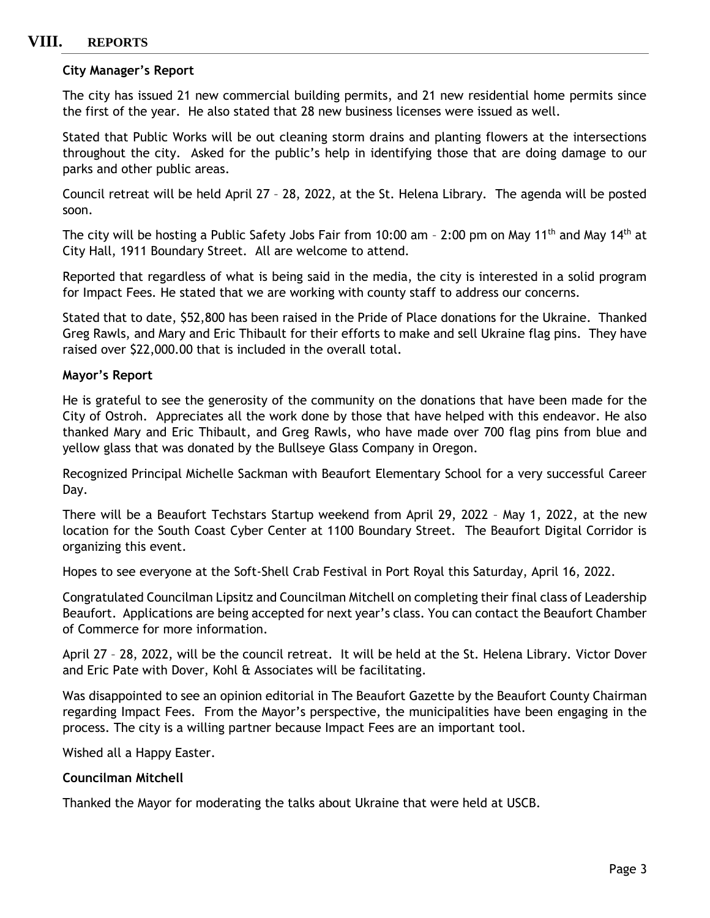## VIII. REPORTS

**City Manager's Report**

The city has issued 21 new commercial building permits, and 21 new residential home permits since the first of the year. He also stated that 28 new business licenses were issued as well.

Stated that Public Works will be out cleaning storm drains and planting flowers at the intersections throughout the city. Asked for the public's help in identifying those that are doing damage to our parks and other public areas.

Council retreat will be held April 27 – 28, 2022, at the St. Helena Library. The agenda will be posted soon.

The city will be hosting a Public Safety Jobs Fair from 10:00 am – 2:00 pm on May 11th and May 14th at City Hall, 1911 Boundary Street. All are welcome to attend.

Reported that regardless of what is being said in the media, the city is interested in a solid program for Impact Fees. He stated that we are working with county staff to address our concerns.

Stated that to date, $52,800 has been raised in the Pride of Place donations for the Ukraine. Thanked Greg Rawls, and Mary and Eric Thibault for their efforts to make and sell Ukraine flag pins. They have raised over $22,000.00 that is included in the overall total.

**Mayor's Report**

He is grateful to see the generosity of the community on the donations that have been made for the City of Ostroh. Appreciates all the work done by those that have helped with this endeavor. He also thanked Mary and Eric Thibault, and Greg Rawls, who have made over 700 flag pins from blue and yellow glass that was donated by the Bullseye Glass Company in Oregon.

Recognized Principal Michelle Sackman with Beaufort Elementary School for a very successful Career Day.

There will be a Beaufort Techstars Startup weekend from April 29, 2022 – May 1, 2022, at the new location for the South Coast Cyber Center at 1100 Boundary Street. The Beaufort Digital Corridor is organizing this event.

Hopes to see everyone at the Soft-Shell Crab Festival in Port Royal this Saturday, April 16, 2022.

Congratulated Councilman Lipsitz and Councilman Mitchell on completing their final class of Leadership Beaufort. Applications are being accepted for next year's class. You can contact the Beaufort Chamber of Commerce for more information.

April 27 – 28, 2022, will be the council retreat. It will be held at the St. Helena Library. Victor Dover and Eric Pate with Dover, Kohl & Associates will be facilitating.

Was disappointed to see an opinion editorial in The Beaufort Gazette by the Beaufort County Chairman regarding Impact Fees. From the Mayor's perspective, the municipalities have been engaging in the process. The city is a willing partner because Impact Fees are an important tool.

Wished all a Happy Easter.

**Councilman Mitchell**

Thanked the Mayor for moderating the talks about Ukraine that were held at USCB.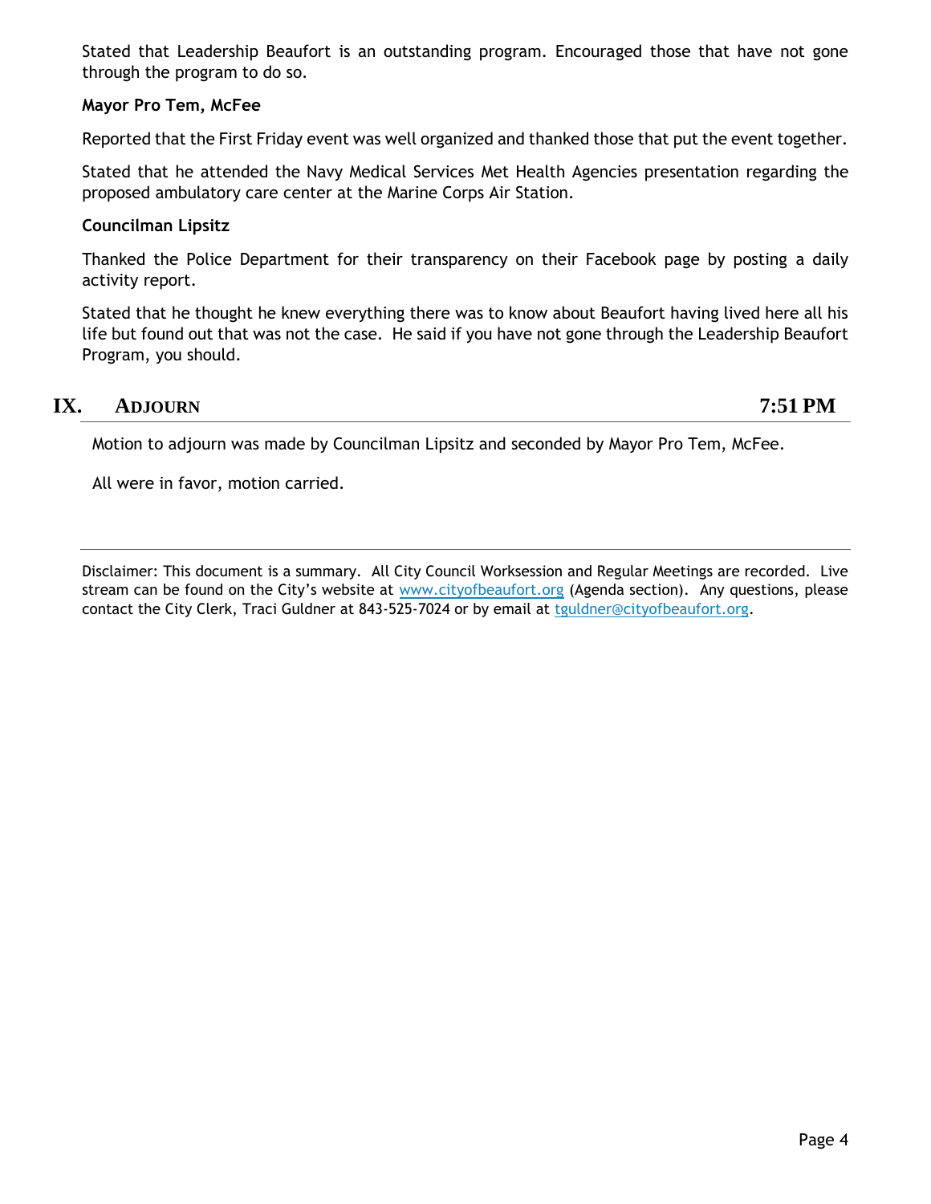Stated that Leadership Beaufort is an outstanding program. Encouraged those that have not gone through the program to do so.

**Mayor Pro Tem, McFee**

Reported that the First Friday event was well organized and thanked those that put the event together.

Stated that he attended the Navy Medical Services Met Health Agencies presentation regarding the proposed ambulatory care center at the Marine Corps Air Station.

**Councilman Lipsitz**

Thanked the Police Department for their transparency on their Facebook page by posting a daily activity report.

Stated that he thought he knew everything there was to know about Beaufort having lived here all his life but found out that was not the case. He said if you have not gone through the Leadership Beaufort Program, you should.

## IX. ADJOURN 7:51 PM

Motion to adjourn was made by Councilman Lipsitz and seconded by Mayor Pro Tem, McFee.

All were in favor, motion carried.

---

Disclaimer: This document is a summary. All City Council Worksession and Regular Meetings are recorded. Live stream can be found on the City's website at www.cityofbeaufort.org (Agenda section). Any questions, please contact the City Clerk, Traci Guldner at 843-525-7024 or by email at tguldner@cityofbeaufort.org.